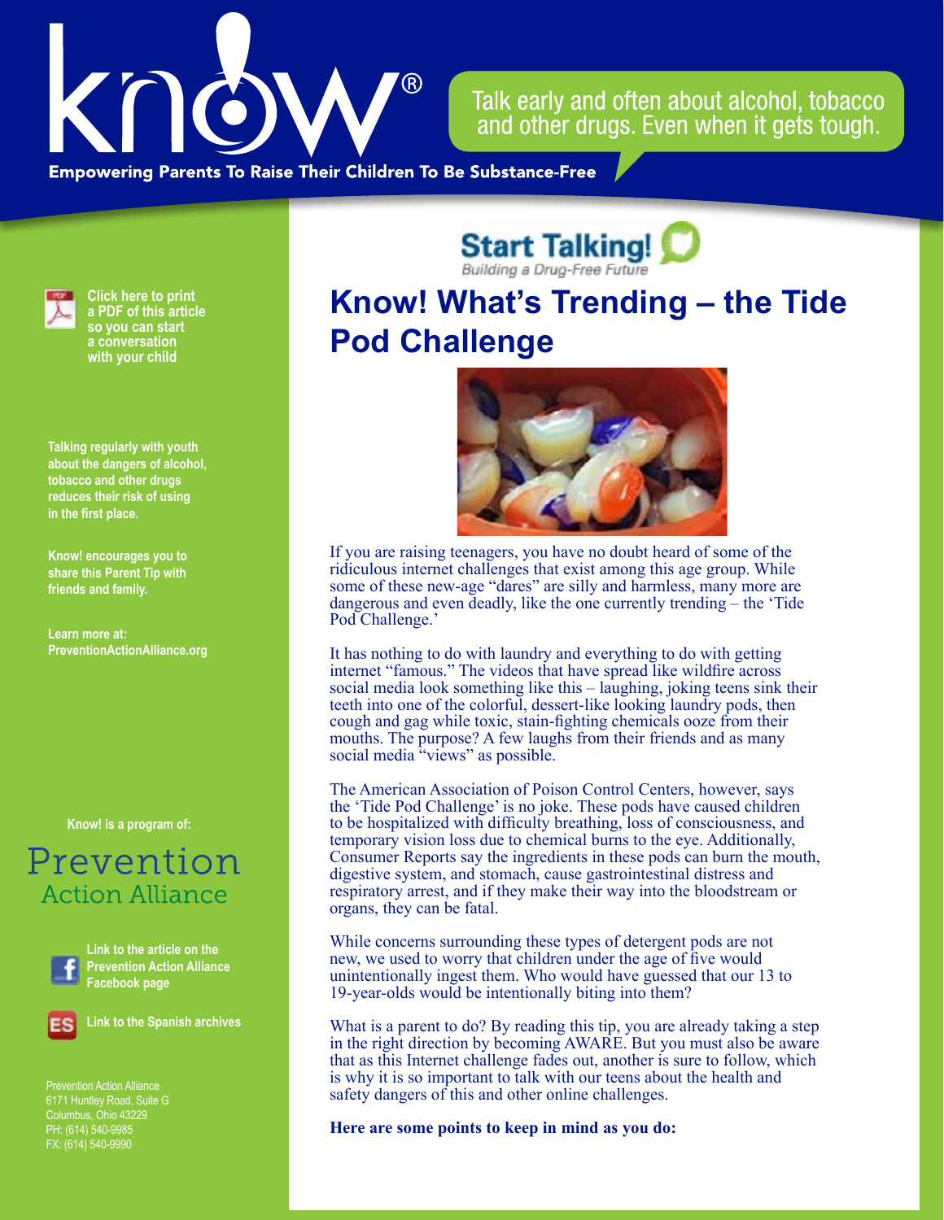know!®

**Empowering Parents To Raise Their Children To Be Substance-Free**

Talk early and often about alcohol, tobacco and other drugs. Even when it gets tough.

**Click here to print a PDF of this article so you can start a conversation with your child**

**Talking regularly with youth about the dangers of alcohol, tobacco and other drugs reduces their risk of using in the first place.**

**Know! encourages you to share this Parent Tip with friends and family.**

**Learn more at: PreventionActionAlliance.org**

**Know! is a program of:**

Prevention Action Alliance

**Link to the article on the Prevention Action Alliance Facebook page**

**Link to the Spanish archives**

Prevention Action Alliance
6171 Huntley Road, Suite G
Columbus, Ohio 43229
PH: (614) 540-9985
FX: (614) 540-9990

Start Talking! *Building a Drug-Free Future*

# Know! What's Trending – the Tide Pod Challenge

If you are raising teenagers, you have no doubt heard of some of the ridiculous internet challenges that exist among this age group. While some of these new-age "dares" are silly and harmless, many more are dangerous and even deadly, like the one currently trending – the 'Tide Pod Challenge.'

It has nothing to do with laundry and everything to do with getting internet "famous." The videos that have spread like wildfire across social media look something like this – laughing, joking teens sink their teeth into one of the colorful, dessert-like looking laundry pods, then cough and gag while toxic, stain-fighting chemicals ooze from their mouths. The purpose? A few laughs from their friends and as many social media "views" as possible.

The American Association of Poison Control Centers, however, says the 'Tide Pod Challenge' is no joke. These pods have caused children to be hospitalized with difficulty breathing, loss of consciousness, and temporary vision loss due to chemical burns to the eye. Additionally, Consumer Reports say the ingredients in these pods can burn the mouth, digestive system, and stomach, cause gastrointestinal distress and respiratory arrest, and if they make their way into the bloodstream or organs, they can be fatal.

While concerns surrounding these types of detergent pods are not new, we used to worry that children under the age of five would unintentionally ingest them. Who would have guessed that our 13 to 19-year-olds would be intentionally biting into them?

What is a parent to do? By reading this tip, you are already taking a step in the right direction by becoming AWARE. But you must also be aware that as this Internet challenge fades out, another is sure to follow, which is why it is so important to talk with our teens about the health and safety dangers of this and other online challenges.

**Here are some points to keep in mind as you do:**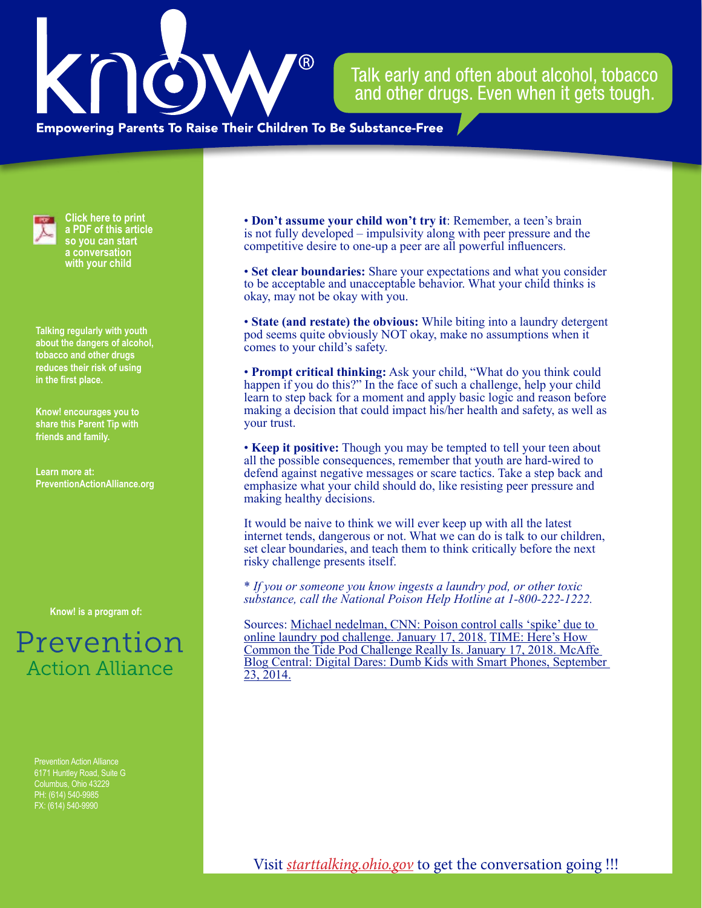# know!®

Talk early and often about alcohol, tobacco and other drugs. Even when it gets tough.

**Empowering Parents To Raise Their Children To Be Substance-Free**

**Click here to print a PDF of this article so you can start a conversation with your child**

**Talking regularly with youth about the dangers of alcohol, tobacco and other drugs reduces their risk of using in the first place.**

**Know! encourages you to share this Parent Tip with friends and family.**

**Learn more at: PreventionActionAlliance.org**

**Know! is a program of:**

Prevention Action Alliance

Prevention Action Alliance
6171 Huntley Road, Suite G
Columbus, Ohio 43229
PH: (614) 540-9985
FX: (614) 540-9990

- **Don't assume your child won't try it**: Remember, a teen's brain is not fully developed – impulsivity along with peer pressure and the competitive desire to one-up a peer are all powerful influencers.

- **Set clear boundaries:** Share your expectations and what you consider to be acceptable and unacceptable behavior. What your child thinks is okay, may not be okay with you.

- **State (and restate) the obvious:** While biting into a laundry detergent pod seems quite obviously NOT okay, make no assumptions when it comes to your child's safety.

- **Prompt critical thinking:** Ask your child, "What do you think could happen if you do this?" In the face of such a challenge, help your child learn to step back for a moment and apply basic logic and reason before making a decision that could impact his/her health and safety, as well as your trust.

- **Keep it positive:** Though you may be tempted to tell your teen about all the possible consequences, remember that youth are hard-wired to defend against negative messages or scare tactics. Take a step back and emphasize what your child should do, like resisting peer pressure and making healthy decisions.

It would be naive to think we will ever keep up with all the latest internet tends, dangerous or not. What we can do is talk to our children, set clear boundaries, and teach them to think critically before the next risky challenge presents itself.

*\* If you or someone you know ingests a laundry pod, or other toxic substance, call the National Poison Help Hotline at 1-800-222-1222.*

Sources: Michael nedelman, CNN: Poison control calls 'spike' due to online laundry pod challenge. January 17, 2018. TIME: Here's How Common the Tide Pod Challenge Really Is. January 17, 2018. McAffe Blog Central: Digital Dares: Dumb Kids with Smart Phones, September 23, 2014.

Visit *starttalking.ohio.gov* to get the conversation going !!!